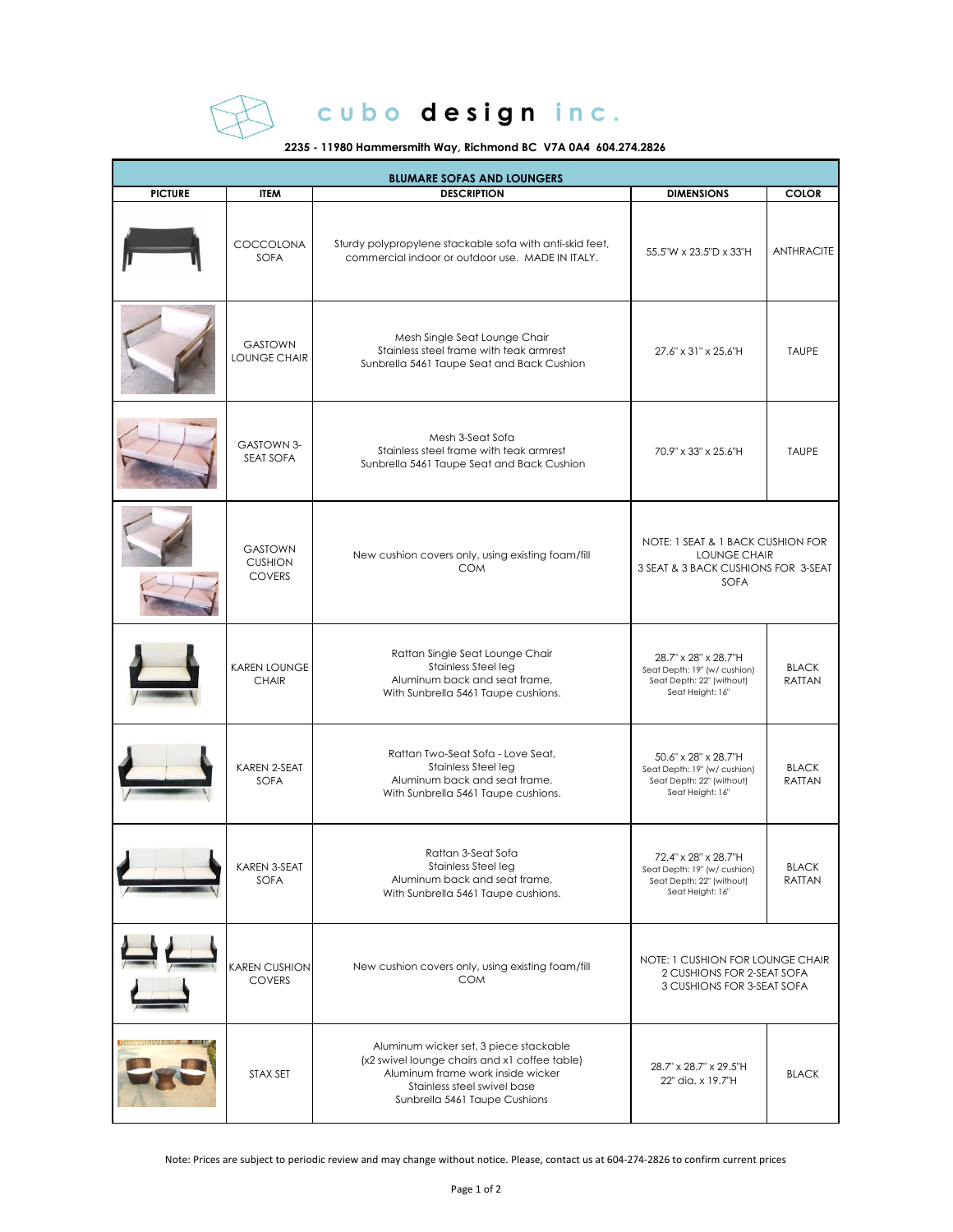# cubo design inc.

**2235 - 11980 Hammersmith Way, Richmond BC V7A 0A4 604.274.2826**

| **BLUMARE SOFAS AND LOUNGERS** | | | | |
|---|---|---|---|---|
| **PICTURE** | **ITEM** | **DESCRIPTION** | **DIMENSIONS** | **COLOR** |
| | COCCOLONA SOFA | Sturdy polypropylene stackable sofa with anti-skid feet, commercial indoor or outdoor use. MADE IN ITALY. | 55.5"W x 23.5"D x 33"H | ANTHRACITE |
| | GASTOWN LOUNGE CHAIR | Mesh Single Seat Lounge Chair<br>Stainless steel frame with teak armrest<br>Sunbrella 5461 Taupe Seat and Back Cushion | 27.6" x 31" x 25.6"H | TAUPE |
| | GASTOWN 3-SEAT SOFA | Mesh 3-Seat Sofa<br>Stainless steel frame with teak armrest<br>Sunbrella 5461 Taupe Seat and Back Cushion | 70.9" x 33" x 25.6"H | TAUPE |
| | GASTOWN CUSHION COVERS | New cushion covers only, using existing foam/fill<br>COM | NOTE: 1 SEAT & 1 BACK CUSHION FOR LOUNGE CHAIR<br>3 SEAT & 3 BACK CUSHIONS FOR 3-SEAT SOFA | |
| | KAREN LOUNGE CHAIR | Rattan Single Seat Lounge Chair<br>Stainless Steel leg<br>Aluminum back and seat frame,<br>With Sunbrella 5461 Taupe cushions. | 28.7" x 28" x 28.7"H<br>Seat Depth: 19" (w/ cushion)<br>Seat Depth: 22" (without)<br>Seat Height: 16" | BLACK RATTAN |
| | KAREN 2-SEAT SOFA | Rattan Two-Seat Sofa - Love Seat,<br>Stainless Steel leg<br>Aluminum back and seat frame,<br>With Sunbrella 5461 Taupe cushions. | 50.6" x 28" x 28.7"H<br>Seat Depth: 19" (w/ cushion)<br>Seat Depth: 22" (without)<br>Seat Height: 16" | BLACK RATTAN |
| | KAREN 3-SEAT SOFA | Rattan 3-Seat Sofa<br>Stainless Steel leg<br>Aluminum back and seat frame,<br>With Sunbrella 5461 Taupe cushions. | 72.4" x 28" x 28.7"H<br>Seat Depth: 19" (w/ cushion)<br>Seat Depth: 22" (without)<br>Seat Height: 16" | BLACK RATTAN |
| | KAREN CUSHION COVERS | New cushion covers only, using existing foam/fill<br>COM | NOTE: 1 CUSHION FOR LOUNGE CHAIR<br>2 CUSHIONS FOR 2-SEAT SOFA<br>3 CUSHIONS FOR 3-SEAT SOFA | |
| | STAX SET | Aluminum wicker set, 3 piece stackable<br>(x2 swivel lounge chairs and x1 coffee table)<br>Aluminum frame work inside wicker<br>Stainless steel swivel base<br>Sunbrella 5461 Taupe Cushions | 28.7" x 28.7" x 29.5"H<br>22" dia. x 19.7"H | BLACK |

Note: Prices are subject to periodic review and may change without notice. Please, contact us at 604-274-2826 to confirm current prices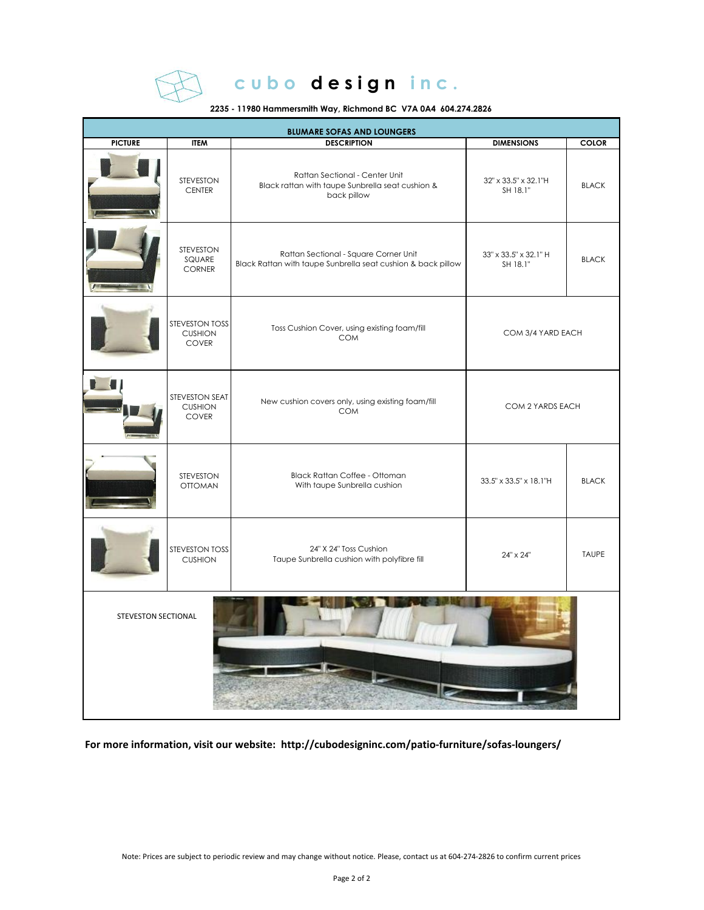# cubo design inc.

**2235 - 11980 Hammersmith Way, Richmond BC V7A 0A4 604.274.2826**

| BLUMARE SOFAS AND LOUNGERS | | | | |
|---|---|---|---|---|
| **PICTURE** | **ITEM** | **DESCRIPTION** | **DIMENSIONS** | **COLOR** |
| | STEVESTON CENTER | Rattan Sectional - Center Unit Black rattan with taupe Sunbrella seat cushion & back pillow | 32" x 33.5" x 32.1"H SH 18.1" | BLACK |
| | STEVESTON SQUARE CORNER | Rattan Sectional - Square Corner Unit Black Rattan with taupe Sunbrella seat cushion & back pillow | 33" x 33.5" x 32.1" H SH 18.1" | BLACK |
| | STEVESTON TOSS CUSHION COVER | Toss Cushion Cover, using existing foam/fill COM | COM 3/4 YARD EACH | |
| | STEVESTON SEAT CUSHION COVER | New cushion covers only, using existing foam/fill COM | COM 2 YARDS EACH | |
| | STEVESTON OTTOMAN | Black Rattan Coffee - Ottoman With taupe Sunbrella cushion | 33.5" x 33.5" x 18.1"H | BLACK |
| | STEVESTON TOSS CUSHION | 24" X 24" Toss Cushion Taupe Sunbrella cushion with polyfibre fill | 24" x 24" | TAUPE |
| STEVESTON SECTIONAL | | | | |

**For more information, visit our website: http://cubodesigninc.com/patio-furniture/sofas-loungers/**

Note: Prices are subject to periodic review and may change without notice. Please, contact us at 604-274-2826 to confirm current prices